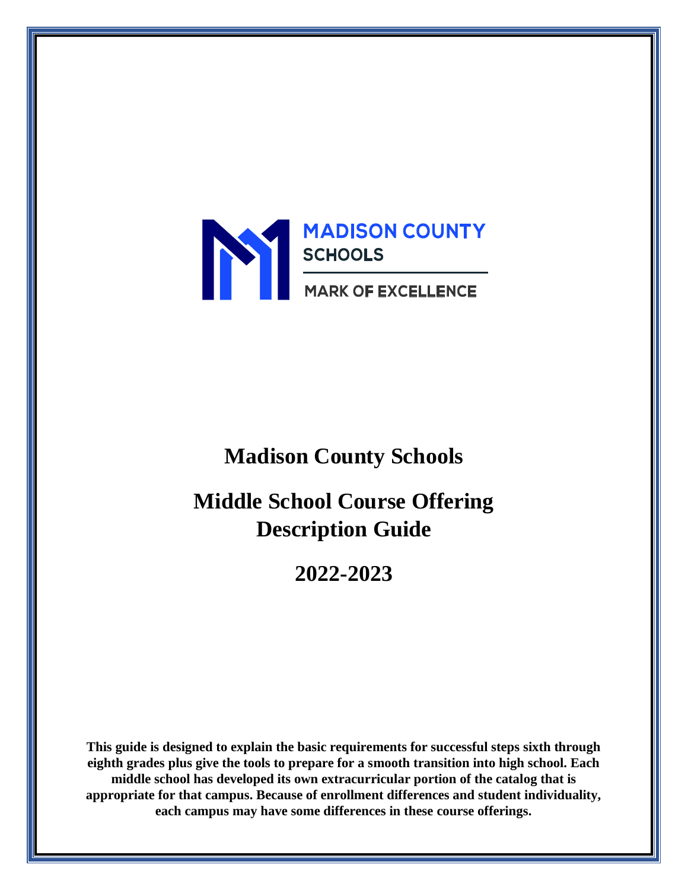MADISON COUNTY SCHOOLS

MARK OF EXCELLENCE

# Madison County Schools

# Middle School Course Offering Description Guide

# 2022-2023

**This guide is designed to explain the basic requirements for successful steps sixth through eighth grades plus give the tools to prepare for a smooth transition into high school. Each middle school has developed its own extracurricular portion of the catalog that is appropriate for that campus. Because of enrollment differences and student individuality, each campus may have some differences in these course offerings.**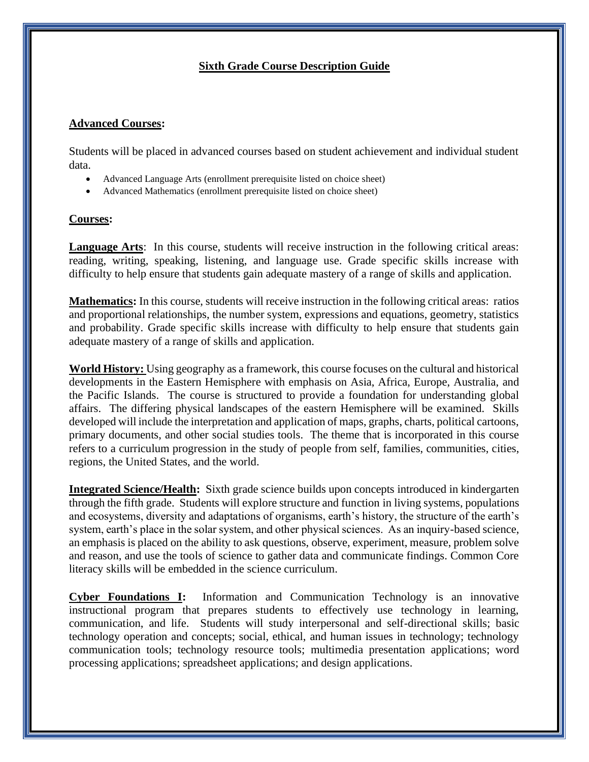# Sixth Grade Course Description Guide

## Advanced Courses:

Students will be placed in advanced courses based on student achievement and individual student data.

- Advanced Language Arts (enrollment prerequisite listed on choice sheet)
- Advanced Mathematics (enrollment prerequisite listed on choice sheet)

## Courses:

**Language Arts**: In this course, students will receive instruction in the following critical areas: reading, writing, speaking, listening, and language use. Grade specific skills increase with difficulty to help ensure that students gain adequate mastery of a range of skills and application.

**Mathematics:** In this course, students will receive instruction in the following critical areas: ratios and proportional relationships, the number system, expressions and equations, geometry, statistics and probability. Grade specific skills increase with difficulty to help ensure that students gain adequate mastery of a range of skills and application.

**World History:** Using geography as a framework, this course focuses on the cultural and historical developments in the Eastern Hemisphere with emphasis on Asia, Africa, Europe, Australia, and the Pacific Islands. The course is structured to provide a foundation for understanding global affairs. The differing physical landscapes of the eastern Hemisphere will be examined. Skills developed will include the interpretation and application of maps, graphs, charts, political cartoons, primary documents, and other social studies tools. The theme that is incorporated in this course refers to a curriculum progression in the study of people from self, families, communities, cities, regions, the United States, and the world.

**Integrated Science/Health:** Sixth grade science builds upon concepts introduced in kindergarten through the fifth grade. Students will explore structure and function in living systems, populations and ecosystems, diversity and adaptations of organisms, earth's history, the structure of the earth's system, earth's place in the solar system, and other physical sciences. As an inquiry-based science, an emphasis is placed on the ability to ask questions, observe, experiment, measure, problem solve and reason, and use the tools of science to gather data and communicate findings. Common Core literacy skills will be embedded in the science curriculum.

**Cyber Foundations I:** Information and Communication Technology is an innovative instructional program that prepares students to effectively use technology in learning, communication, and life. Students will study interpersonal and self-directional skills; basic technology operation and concepts; social, ethical, and human issues in technology; technology communication tools; technology resource tools; multimedia presentation applications; word processing applications; spreadsheet applications; and design applications.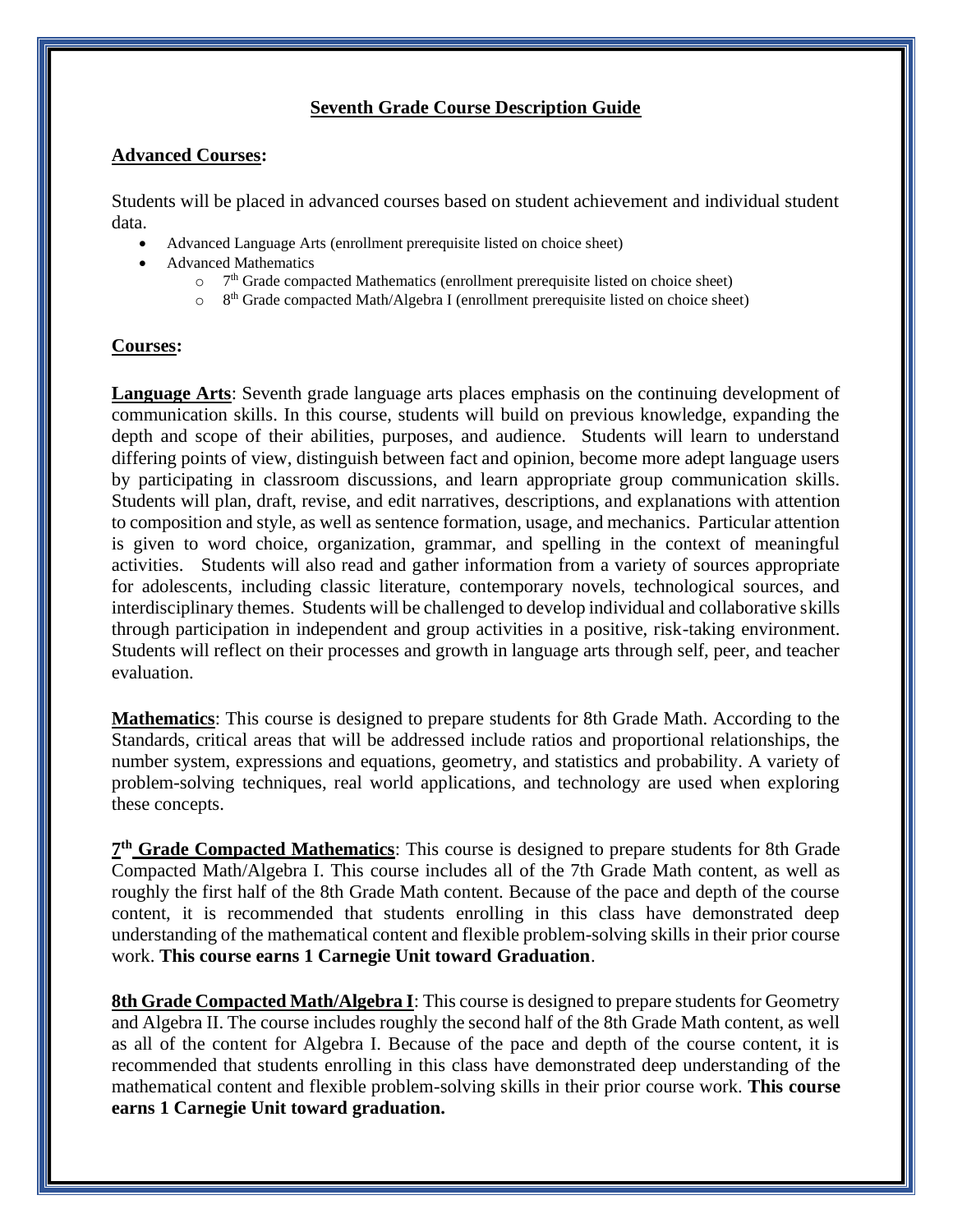## Seventh Grade Course Description Guide

### Advanced Courses:

Students will be placed in advanced courses based on student achievement and individual student data.

- Advanced Language Arts (enrollment prerequisite listed on choice sheet)
- Advanced Mathematics
  - 7th Grade compacted Mathematics (enrollment prerequisite listed on choice sheet)
  - 8th Grade compacted Math/Algebra I (enrollment prerequisite listed on choice sheet)

### Courses:

**Language Arts**: Seventh grade language arts places emphasis on the continuing development of communication skills. In this course, students will build on previous knowledge, expanding the depth and scope of their abilities, purposes, and audience. Students will learn to understand differing points of view, distinguish between fact and opinion, become more adept language users by participating in classroom discussions, and learn appropriate group communication skills. Students will plan, draft, revise, and edit narratives, descriptions, and explanations with attention to composition and style, as well as sentence formation, usage, and mechanics. Particular attention is given to word choice, organization, grammar, and spelling in the context of meaningful activities. Students will also read and gather information from a variety of sources appropriate for adolescents, including classic literature, contemporary novels, technological sources, and interdisciplinary themes. Students will be challenged to develop individual and collaborative skills through participation in independent and group activities in a positive, risk-taking environment. Students will reflect on their processes and growth in language arts through self, peer, and teacher evaluation.

**Mathematics**: This course is designed to prepare students for 8th Grade Math. According to the Standards, critical areas that will be addressed include ratios and proportional relationships, the number system, expressions and equations, geometry, and statistics and probability. A variety of problem-solving techniques, real world applications, and technology are used when exploring these concepts.

**7th Grade Compacted Mathematics**: This course is designed to prepare students for 8th Grade Compacted Math/Algebra I. This course includes all of the 7th Grade Math content, as well as roughly the first half of the 8th Grade Math content. Because of the pace and depth of the course content, it is recommended that students enrolling in this class have demonstrated deep understanding of the mathematical content and flexible problem-solving skills in their prior course work. **This course earns 1 Carnegie Unit toward Graduation**.

**8th Grade Compacted Math/Algebra I**: This course is designed to prepare students for Geometry and Algebra II. The course includes roughly the second half of the 8th Grade Math content, as well as all of the content for Algebra I. Because of the pace and depth of the course content, it is recommended that students enrolling in this class have demonstrated deep understanding of the mathematical content and flexible problem-solving skills in their prior course work. **This course earns 1 Carnegie Unit toward graduation.**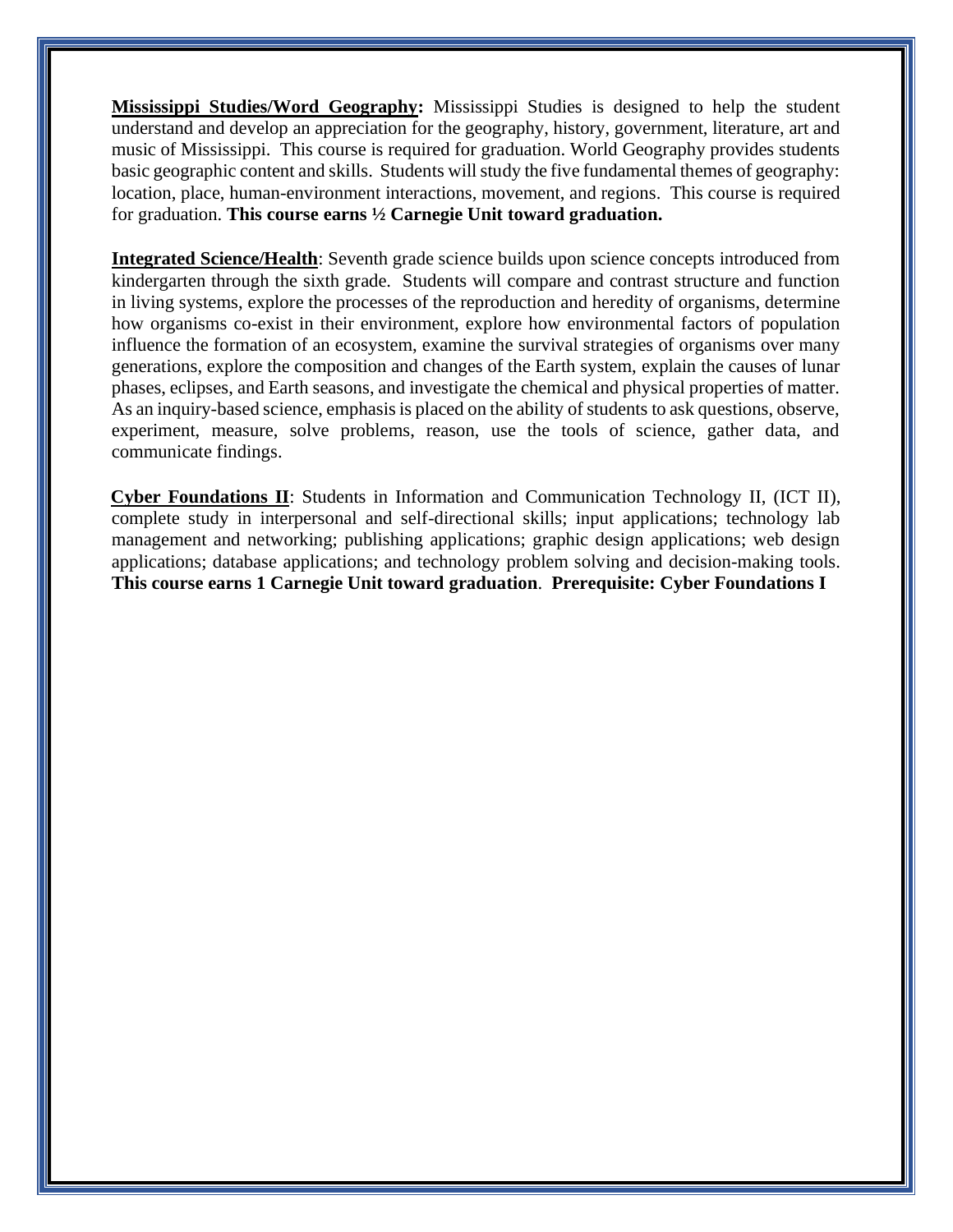**Mississippi Studies/Word Geography:** Mississippi Studies is designed to help the student understand and develop an appreciation for the geography, history, government, literature, art and music of Mississippi. This course is required for graduation. World Geography provides students basic geographic content and skills. Students will study the five fundamental themes of geography: location, place, human-environment interactions, movement, and regions. This course is required for graduation. **This course earns ½ Carnegie Unit toward graduation.**

**Integrated Science/Health**: Seventh grade science builds upon science concepts introduced from kindergarten through the sixth grade. Students will compare and contrast structure and function in living systems, explore the processes of the reproduction and heredity of organisms, determine how organisms co-exist in their environment, explore how environmental factors of population influence the formation of an ecosystem, examine the survival strategies of organisms over many generations, explore the composition and changes of the Earth system, explain the causes of lunar phases, eclipses, and Earth seasons, and investigate the chemical and physical properties of matter. As an inquiry-based science, emphasis is placed on the ability of students to ask questions, observe, experiment, measure, solve problems, reason, use the tools of science, gather data, and communicate findings.

**Cyber Foundations II**: Students in Information and Communication Technology II, (ICT II), complete study in interpersonal and self-directional skills; input applications; technology lab management and networking; publishing applications; graphic design applications; web design applications; database applications; and technology problem solving and decision-making tools. **This course earns 1 Carnegie Unit toward graduation**. **Prerequisite: Cyber Foundations I**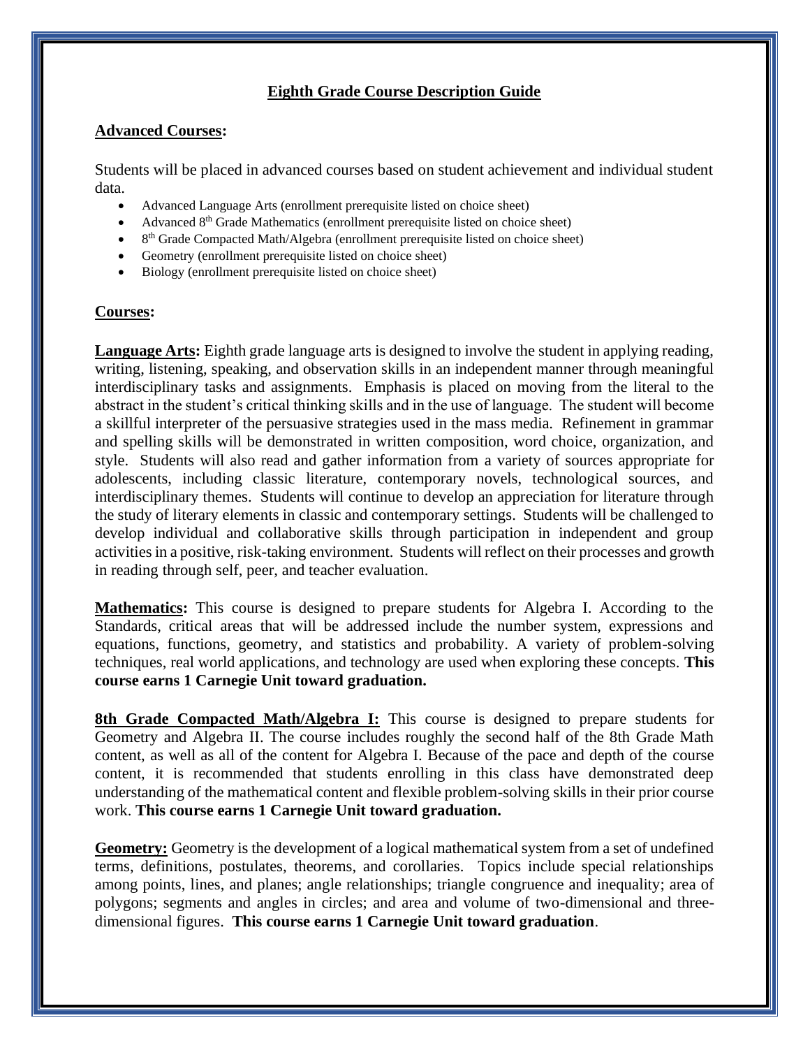## Eighth Grade Course Description Guide

### Advanced Courses:

Students will be placed in advanced courses based on student achievement and individual student data.

- Advanced Language Arts (enrollment prerequisite listed on choice sheet)
- Advanced 8th Grade Mathematics (enrollment prerequisite listed on choice sheet)
- 8th Grade Compacted Math/Algebra (enrollment prerequisite listed on choice sheet)
- Geometry (enrollment prerequisite listed on choice sheet)
- Biology (enrollment prerequisite listed on choice sheet)

### Courses:

**Language Arts:** Eighth grade language arts is designed to involve the student in applying reading, writing, listening, speaking, and observation skills in an independent manner through meaningful interdisciplinary tasks and assignments. Emphasis is placed on moving from the literal to the abstract in the student's critical thinking skills and in the use of language. The student will become a skillful interpreter of the persuasive strategies used in the mass media. Refinement in grammar and spelling skills will be demonstrated in written composition, word choice, organization, and style. Students will also read and gather information from a variety of sources appropriate for adolescents, including classic literature, contemporary novels, technological sources, and interdisciplinary themes. Students will continue to develop an appreciation for literature through the study of literary elements in classic and contemporary settings. Students will be challenged to develop individual and collaborative skills through participation in independent and group activities in a positive, risk-taking environment. Students will reflect on their processes and growth in reading through self, peer, and teacher evaluation.

**Mathematics:** This course is designed to prepare students for Algebra I. According to the Standards, critical areas that will be addressed include the number system, expressions and equations, functions, geometry, and statistics and probability. A variety of problem-solving techniques, real world applications, and technology are used when exploring these concepts. **This course earns 1 Carnegie Unit toward graduation.**

**8th Grade Compacted Math/Algebra I:** This course is designed to prepare students for Geometry and Algebra II. The course includes roughly the second half of the 8th Grade Math content, as well as all of the content for Algebra I. Because of the pace and depth of the course content, it is recommended that students enrolling in this class have demonstrated deep understanding of the mathematical content and flexible problem-solving skills in their prior course work. **This course earns 1 Carnegie Unit toward graduation.**

**Geometry:** Geometry is the development of a logical mathematical system from a set of undefined terms, definitions, postulates, theorems, and corollaries. Topics include special relationships among points, lines, and planes; angle relationships; triangle congruence and inequality; area of polygons; segments and angles in circles; and area and volume of two-dimensional and three-dimensional figures. **This course earns 1 Carnegie Unit toward graduation**.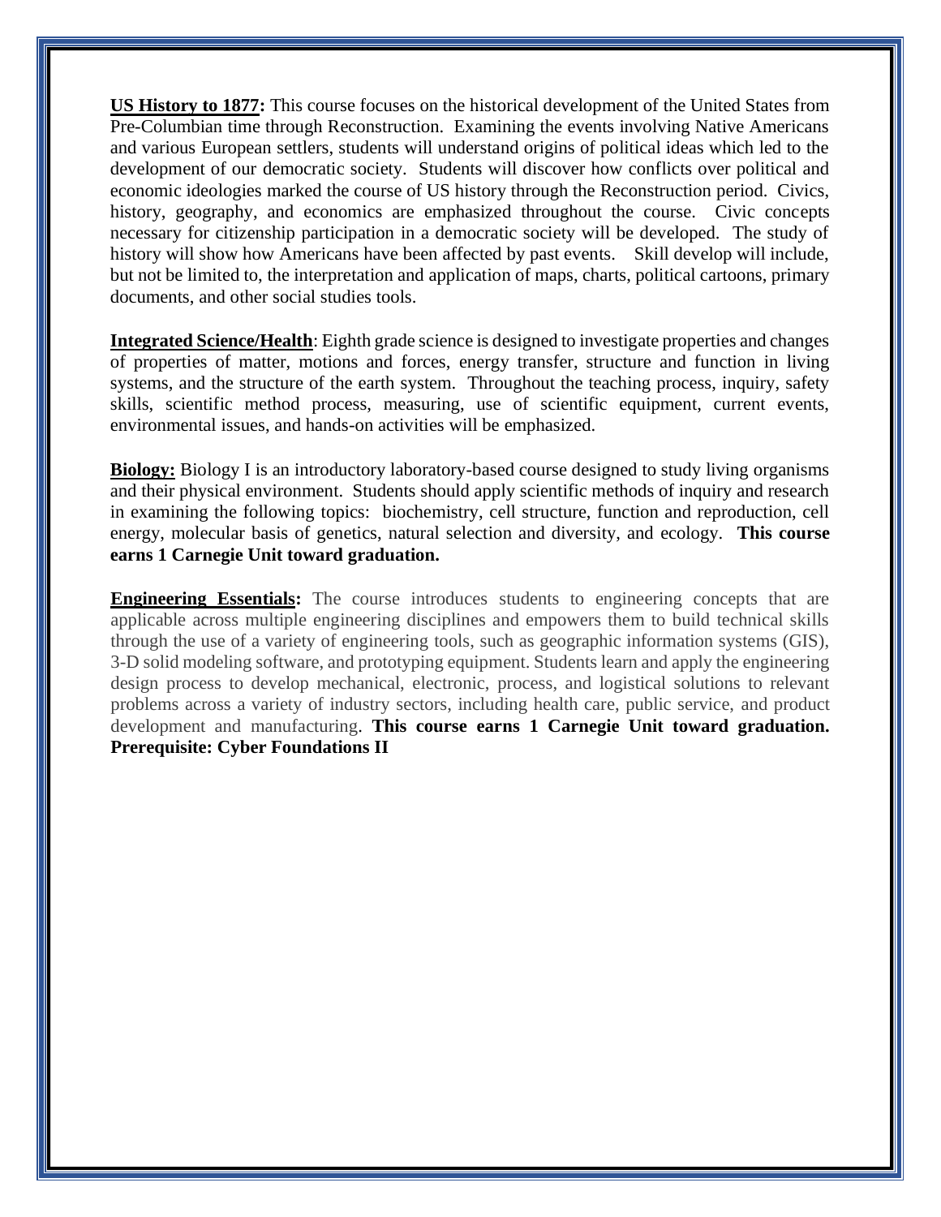**US History to 1877:** This course focuses on the historical development of the United States from Pre-Columbian time through Reconstruction. Examining the events involving Native Americans and various European settlers, students will understand origins of political ideas which led to the development of our democratic society. Students will discover how conflicts over political and economic ideologies marked the course of US history through the Reconstruction period. Civics, history, geography, and economics are emphasized throughout the course. Civic concepts necessary for citizenship participation in a democratic society will be developed. The study of history will show how Americans have been affected by past events. Skill develop will include, but not be limited to, the interpretation and application of maps, charts, political cartoons, primary documents, and other social studies tools.

**Integrated Science/Health**: Eighth grade science is designed to investigate properties and changes of properties of matter, motions and forces, energy transfer, structure and function in living systems, and the structure of the earth system. Throughout the teaching process, inquiry, safety skills, scientific method process, measuring, use of scientific equipment, current events, environmental issues, and hands-on activities will be emphasized.

**Biology:** Biology I is an introductory laboratory-based course designed to study living organisms and their physical environment. Students should apply scientific methods of inquiry and research in examining the following topics: biochemistry, cell structure, function and reproduction, cell energy, molecular basis of genetics, natural selection and diversity, and ecology. **This course earns 1 Carnegie Unit toward graduation.**

**Engineering Essentials:** The course introduces students to engineering concepts that are applicable across multiple engineering disciplines and empowers them to build technical skills through the use of a variety of engineering tools, such as geographic information systems (GIS), 3-D solid modeling software, and prototyping equipment. Students learn and apply the engineering design process to develop mechanical, electronic, process, and logistical solutions to relevant problems across a variety of industry sectors, including health care, public service, and product development and manufacturing. **This course earns 1 Carnegie Unit toward graduation. Prerequisite: Cyber Foundations II**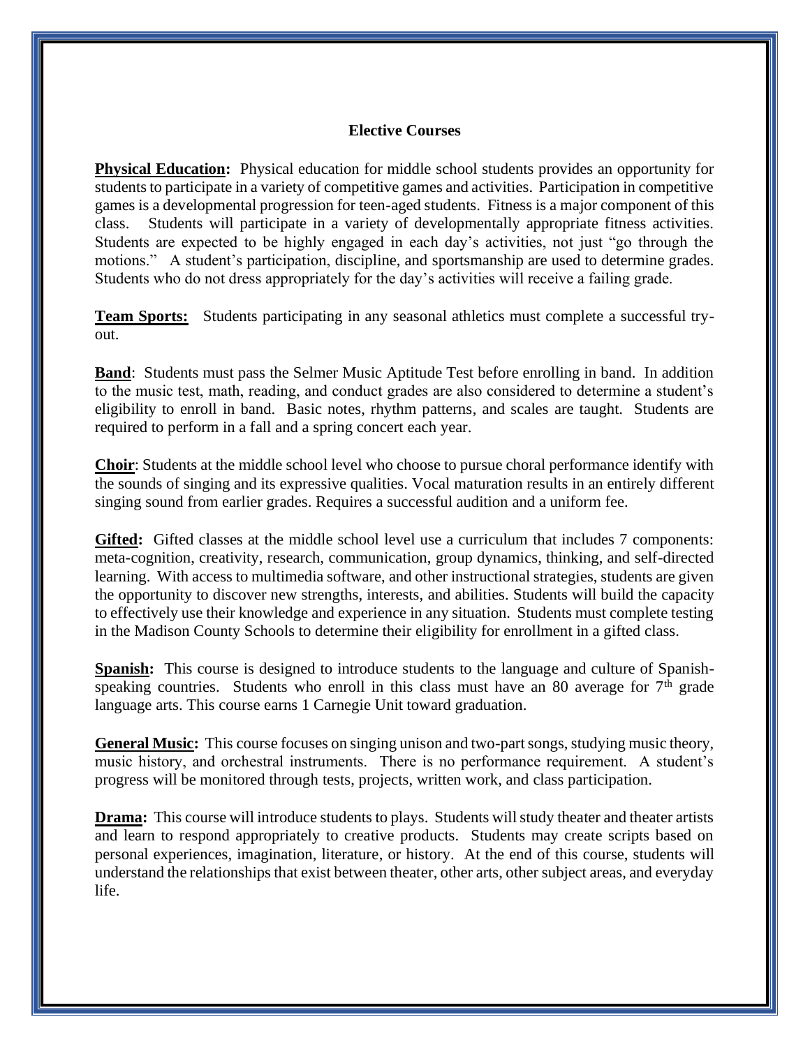## Elective Courses

**Physical Education:** Physical education for middle school students provides an opportunity for students to participate in a variety of competitive games and activities. Participation in competitive games is a developmental progression for teen-aged students. Fitness is a major component of this class. Students will participate in a variety of developmentally appropriate fitness activities. Students are expected to be highly engaged in each day's activities, not just "go through the motions." A student's participation, discipline, and sportsmanship are used to determine grades. Students who do not dress appropriately for the day's activities will receive a failing grade.

**Team Sports:** Students participating in any seasonal athletics must complete a successful try-out.

**Band**: Students must pass the Selmer Music Aptitude Test before enrolling in band. In addition to the music test, math, reading, and conduct grades are also considered to determine a student's eligibility to enroll in band. Basic notes, rhythm patterns, and scales are taught. Students are required to perform in a fall and a spring concert each year.

**Choir**: Students at the middle school level who choose to pursue choral performance identify with the sounds of singing and its expressive qualities. Vocal maturation results in an entirely different singing sound from earlier grades. Requires a successful audition and a uniform fee.

**Gifted:** Gifted classes at the middle school level use a curriculum that includes 7 components: meta-cognition, creativity, research, communication, group dynamics, thinking, and self-directed learning. With access to multimedia software, and other instructional strategies, students are given the opportunity to discover new strengths, interests, and abilities. Students will build the capacity to effectively use their knowledge and experience in any situation. Students must complete testing in the Madison County Schools to determine their eligibility for enrollment in a gifted class.

**Spanish:** This course is designed to introduce students to the language and culture of Spanish-speaking countries. Students who enroll in this class must have an 80 average for 7th grade language arts. This course earns 1 Carnegie Unit toward graduation.

**General Music:** This course focuses on singing unison and two-part songs, studying music theory, music history, and orchestral instruments. There is no performance requirement. A student's progress will be monitored through tests, projects, written work, and class participation.

**Drama:** This course will introduce students to plays. Students will study theater and theater artists and learn to respond appropriately to creative products. Students may create scripts based on personal experiences, imagination, literature, or history. At the end of this course, students will understand the relationships that exist between theater, other arts, other subject areas, and everyday life.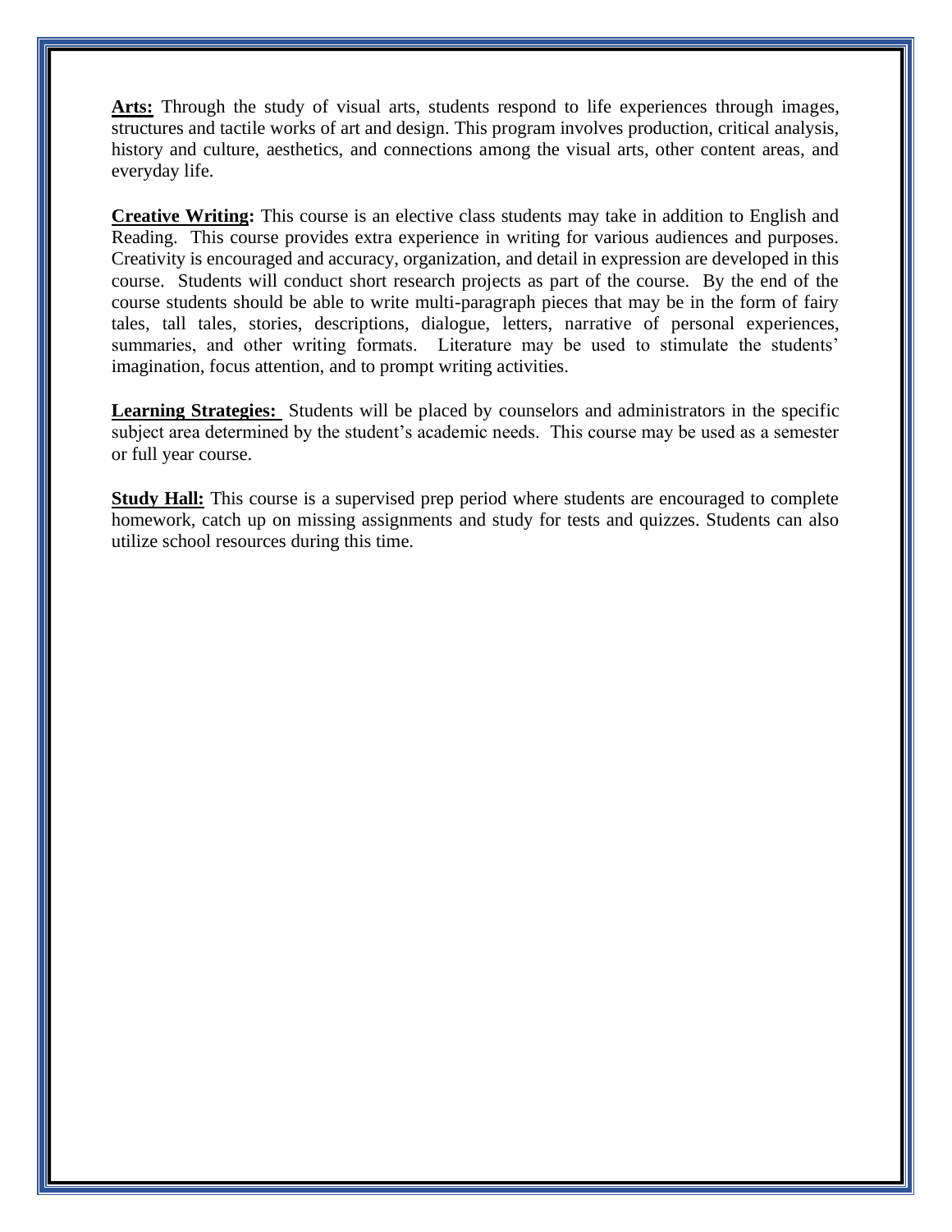**Arts:** Through the study of visual arts, students respond to life experiences through images, structures and tactile works of art and design. This program involves production, critical analysis, history and culture, aesthetics, and connections among the visual arts, other content areas, and everyday life.

**Creative Writing:** This course is an elective class students may take in addition to English and Reading. This course provides extra experience in writing for various audiences and purposes. Creativity is encouraged and accuracy, organization, and detail in expression are developed in this course. Students will conduct short research projects as part of the course. By the end of the course students should be able to write multi-paragraph pieces that may be in the form of fairy tales, tall tales, stories, descriptions, dialogue, letters, narrative of personal experiences, summaries, and other writing formats. Literature may be used to stimulate the students' imagination, focus attention, and to prompt writing activities.

**Learning Strategies:** Students will be placed by counselors and administrators in the specific subject area determined by the student's academic needs. This course may be used as a semester or full year course.

**Study Hall:** This course is a supervised prep period where students are encouraged to complete homework, catch up on missing assignments and study for tests and quizzes. Students can also utilize school resources during this time.